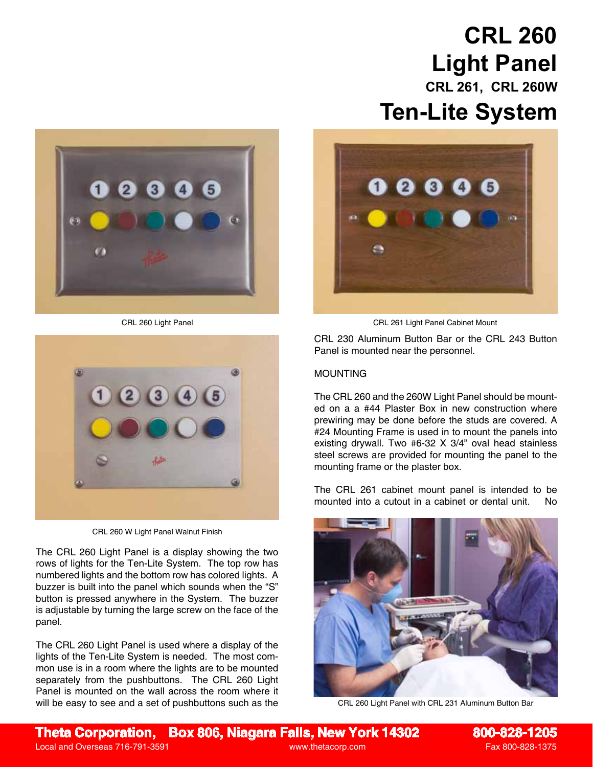# CRL 260 Light Panel

### CRL 261, CRL 260W

## Ten-Lite System

CRL 260 Light Panel

CRL 261 Light Panel Cabinet Mount

CRL 260 W Light Panel Walnut Finish

The CRL 260 Light Panel is a display showing the two rows of lights for the Ten-Lite System. The top row has numbered lights and the bottom row has colored lights. A buzzer is built into the panel which sounds when the "S" button is pressed anywhere in the System. The buzzer is adjustable by turning the large screw on the face of the panel.

The CRL 260 Light Panel is used where a display of the lights of the Ten-Lite System is needed. The most common use is in a room where the lights are to be mounted separately from the pushbuttons. The CRL 260 Light Panel is mounted on the wall across the room where it will be easy to see and a set of pushbuttons such as the CRL 230 Aluminum Button Bar or the CRL 243 Button Panel is mounted near the personnel.

MOUNTING

The CRL 260 and the 260W Light Panel should be mounted on a a #44 Plaster Box in new construction where prewiring may be done before the studs are covered. A #24 Mounting Frame is used in to mount the panels into existing drywall. Two #6-32 X 3/4" oval head stainless steel screws are provided for mounting the panel to the mounting frame or the plaster box.

The CRL 261 cabinet mount panel is intended to be mounted into a cutout in a cabinet or dental unit. No

CRL 260 Light Panel with CRL 231 Aluminum Button Bar

**Theta Corporation, Box 806, Niagara Falls, New York 14302** **800-828-1205**
Local and Overseas 716-791-3591 www.thetacorp.com Fax 800-828-1375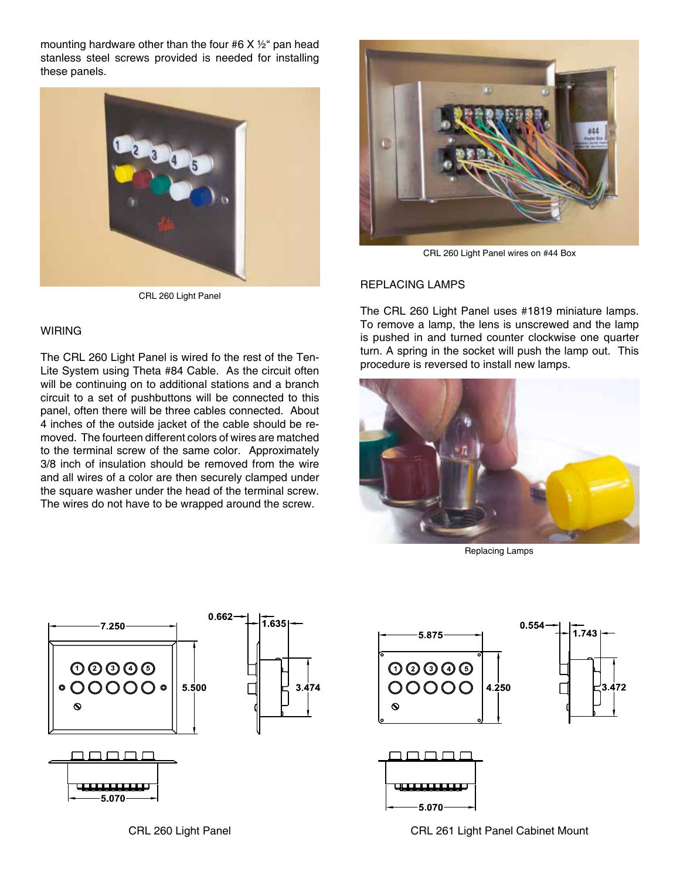mounting hardware other than the four #6 X ½" pan head stanless steel screws provided is needed for installing these panels.

CRL 260 Light Panel

## WIRING

The CRL 260 Light Panel is wired fo the rest of the Ten-Lite System using Theta #84 Cable. As the circuit often will be continuing on to additional stations and a branch circuit to a set of pushbuttons will be connected to this panel, often there will be three cables connected. About 4 inches of the outside jacket of the cable should be removed. The fourteen different colors of wires are matched to the terminal screw of the same color. Approximately 3/8 inch of insulation should be removed from the wire and all wires of a color are then securely clamped under the square washer under the head of the terminal screw. The wires do not have to be wrapped around the screw.

CRL 260 Light Panel wires on #44 Box

## REPLACING LAMPS

The CRL 260 Light Panel uses #1819 miniature lamps. To remove a lamp, the lens is unscrewed and the lamp is pushed in and turned counter clockwise one quarter turn. A spring in the socket will push the lamp out. This procedure is reversed to install new lamps.

Replacing Lamps

7.250
5.500
0.662
1.635
3.474
5.070

CRL 260 Light Panel

5.875
4.250
0.554
1.743
3.472
5.070

CRL 261 Light Panel Cabinet Mount